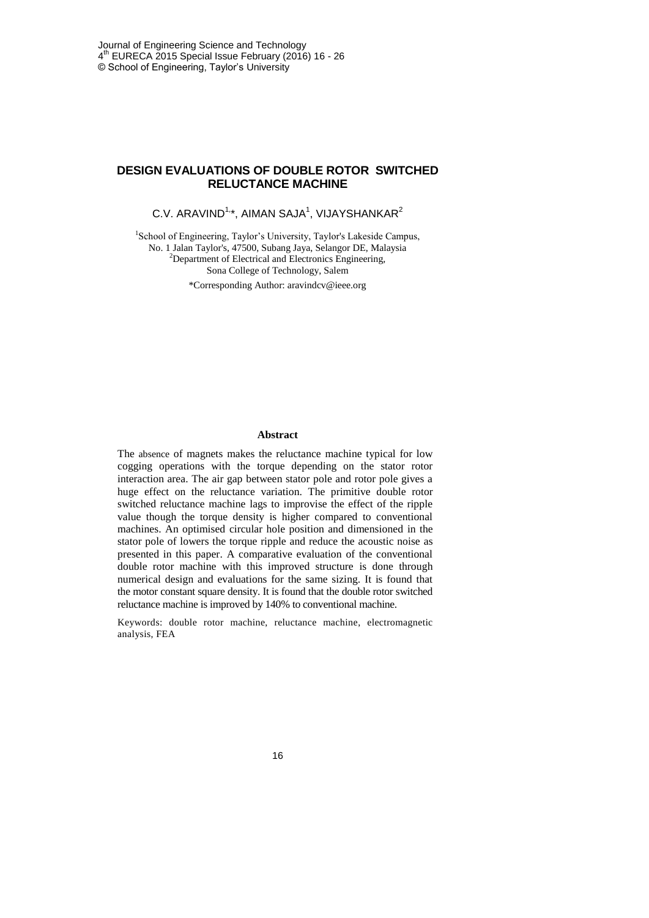# DESIGN EVALUATIONS OF DOUBLE ROTOR SWITCHED RELUCTANCE MACHINE

C.V. ARAVIND[1,*], AIMAN SAJA[1], VIJAYSHANKAR[2]

[1]School of Engineering, Taylor's University, Taylor's Lakeside Campus, No. 1 Jalan Taylor's, 47500, Subang Jaya, Selangor DE, Malaysia

[2]Department of Electrical and Electronics Engineering, Sona College of Technology, Salem

*Corresponding Author: aravindcv@ieee.org

## Abstract

The absence of magnets makes the reluctance machine typical for low cogging operations with the torque depending on the stator rotor interaction area. The air gap between stator pole and rotor pole gives a huge effect on the reluctance variation. The primitive double rotor switched reluctance machine lags to improvise the effect of the ripple value though the torque density is higher compared to conventional machines. An optimised circular hole position and dimensioned in the stator pole of lowers the torque ripple and reduce the acoustic noise as presented in this paper. A comparative evaluation of the conventional double rotor machine with this improved structure is done through numerical design and evaluations for the same sizing. It is found that the motor constant square density. It is found that the double rotor switched reluctance machine is improved by 140% to conventional machine.

Keywords: double rotor machine, reluctance machine, electromagnetic analysis, FEA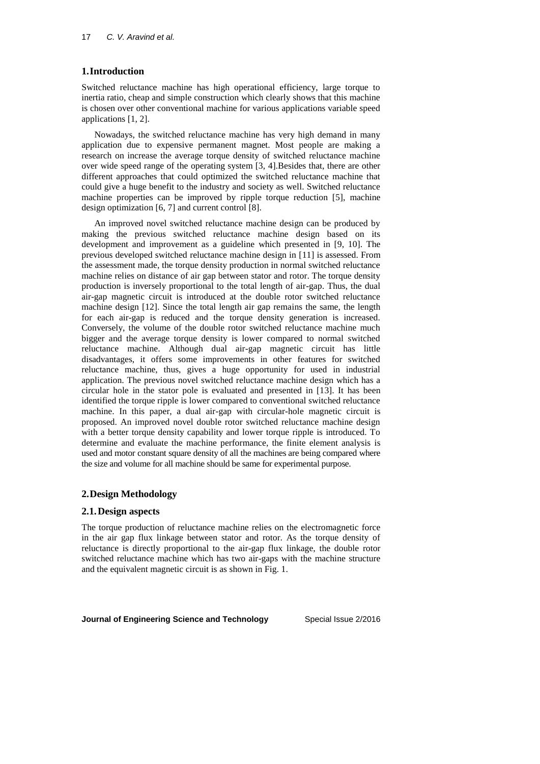## 1. Introduction

Switched reluctance machine has high operational efficiency, large torque to inertia ratio, cheap and simple construction which clearly shows that this machine is chosen over other conventional machine for various applications variable speed applications [1, 2].

Nowadays, the switched reluctance machine has very high demand in many application due to expensive permanent magnet. Most people are making a research on increase the average torque density of switched reluctance machine over wide speed range of the operating system [3, 4].Besides that, there are other different approaches that could optimized the switched reluctance machine that could give a huge benefit to the industry and society as well. Switched reluctance machine properties can be improved by ripple torque reduction [5], machine design optimization [6, 7] and current control [8].

An improved novel switched reluctance machine design can be produced by making the previous switched reluctance machine design based on its development and improvement as a guideline which presented in [9, 10]. The previous developed switched reluctance machine design in [11] is assessed. From the assessment made, the torque density production in normal switched reluctance machine relies on distance of air gap between stator and rotor. The torque density production is inversely proportional to the total length of air-gap. Thus, the dual air-gap magnetic circuit is introduced at the double rotor switched reluctance machine design [12]. Since the total length air gap remains the same, the length for each air-gap is reduced and the torque density generation is increased. Conversely, the volume of the double rotor switched reluctance machine much bigger and the average torque density is lower compared to normal switched reluctance machine. Although dual air-gap magnetic circuit has little disadvantages, it offers some improvements in other features for switched reluctance machine, thus, gives a huge opportunity for used in industrial application. The previous novel switched reluctance machine design which has a circular hole in the stator pole is evaluated and presented in [13]. It has been identified the torque ripple is lower compared to conventional switched reluctance machine. In this paper, a dual air-gap with circular-hole magnetic circuit is proposed. An improved novel double rotor switched reluctance machine design with a better torque density capability and lower torque ripple is introduced. To determine and evaluate the machine performance, the finite element analysis is used and motor constant square density of all the machines are being compared where the size and volume for all machine should be same for experimental purpose.

## 2. Design Methodology

### 2.1. Design aspects

The torque production of reluctance machine relies on the electromagnetic force in the air gap flux linkage between stator and rotor. As the torque density of reluctance is directly proportional to the air-gap flux linkage, the double rotor switched reluctance machine which has two air-gaps with the machine structure and the equivalent magnetic circuit is as shown in Fig. 1.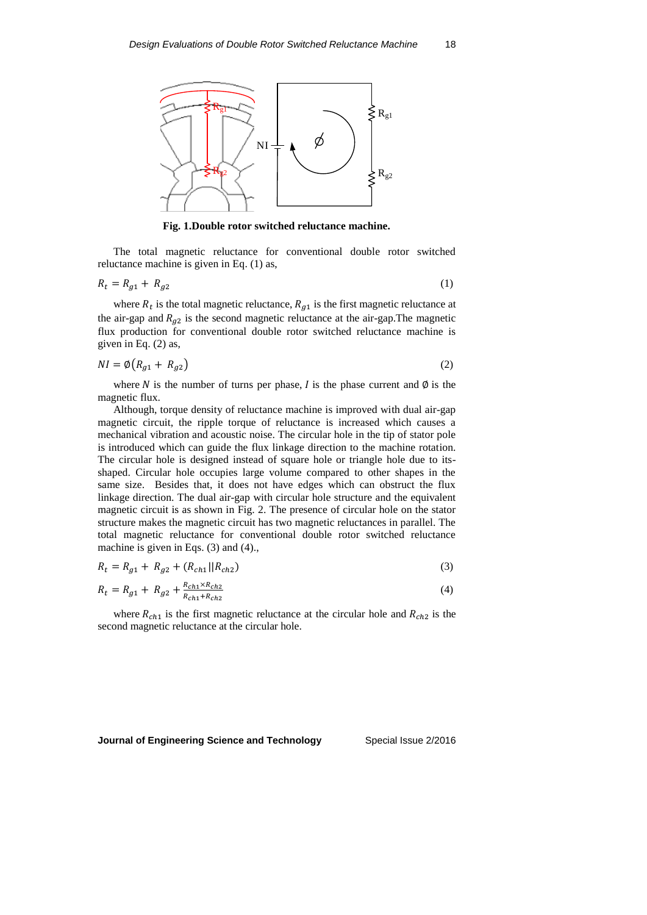**Fig. 1.Double rotor switched reluctance machine.**

The total magnetic reluctance for conventional double rotor switched reluctance machine is given in Eq. (1) as,

$$R_t = R_{g1} + R_{g2} \tag{1}$$

where $R_t$ is the total magnetic reluctance, $R_{g1}$ is the first magnetic reluctance at the air-gap and $R_{g2}$ is the second magnetic reluctance at the air-gap.The magnetic flux production for conventional double rotor switched reluctance machine is given in Eq. (2) as,

$$NI = \emptyset\left(R_{g1} + R_{g2}\right) \tag{2}$$

where $N$ is the number of turns per phase, $I$ is the phase current and $\emptyset$ is the magnetic flux.

Although, torque density of reluctance machine is improved with dual air-gap magnetic circuit, the ripple torque of reluctance is increased which causes a mechanical vibration and acoustic noise. The circular hole in the tip of stator pole is introduced which can guide the flux linkage direction to the machine rotation. The circular hole is designed instead of square hole or triangle hole due to its-shaped. Circular hole occupies large volume compared to other shapes in the same size. Besides that, it does not have edges which can obstruct the flux linkage direction. The dual air-gap with circular hole structure and the equivalent magnetic circuit is as shown in Fig. 2. The presence of circular hole on the stator structure makes the magnetic circuit has two magnetic reluctances in parallel. The total magnetic reluctance for conventional double rotor switched reluctance machine is given in Eqs. (3) and (4).,

$$R_t = R_{g1} + R_{g2} + (R_{ch1} || R_{ch2}) \tag{3}$$

$$R_t = R_{g1} + R_{g2} + \frac{R_{ch1} \times R_{ch2}}{R_{ch1} + R_{ch2}} \tag{4}$$

where $R_{ch1}$ is the first magnetic reluctance at the circular hole and $R_{ch2}$ is the second magnetic reluctance at the circular hole.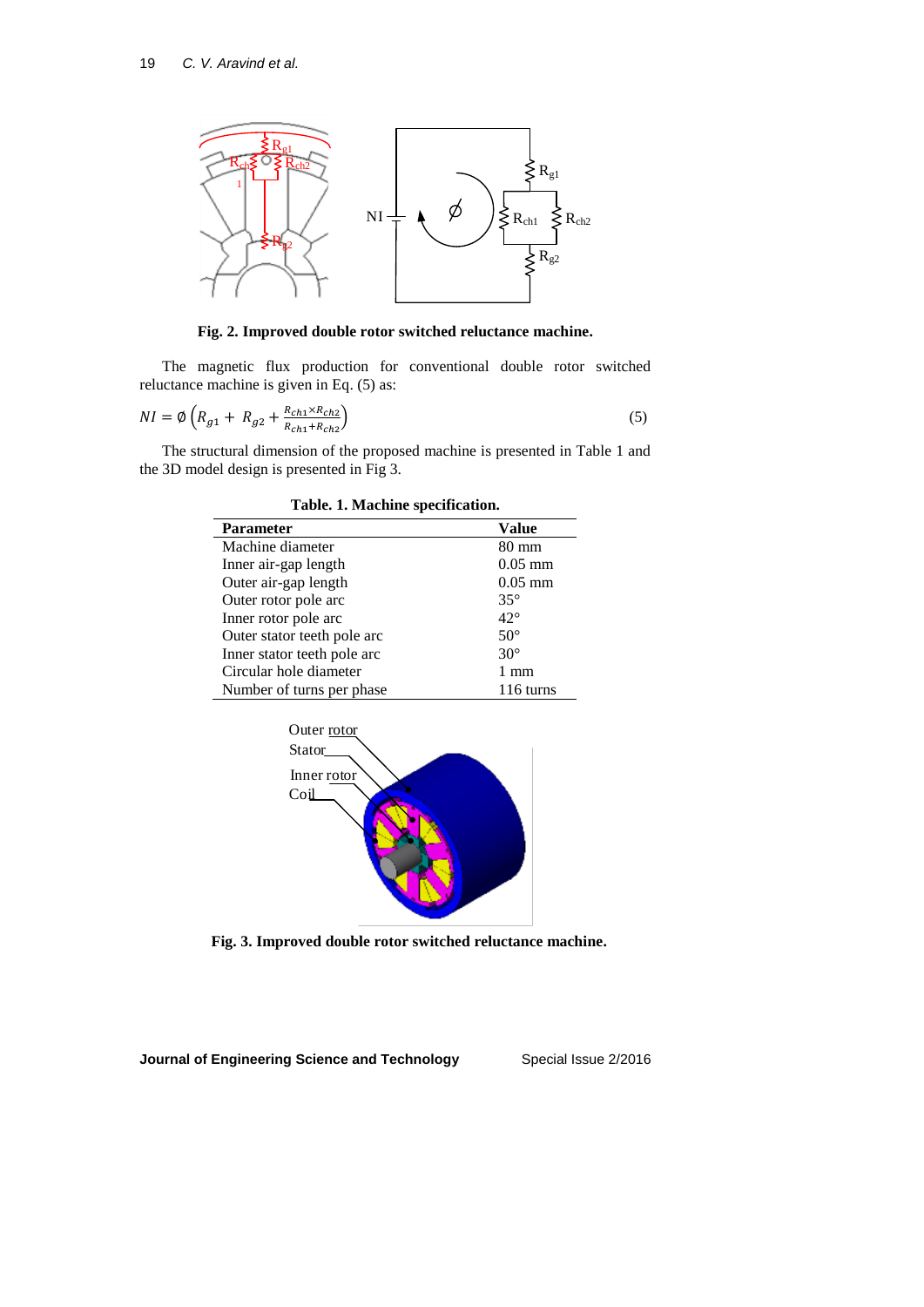Fig. 2. Improved double rotor switched reluctance machine.

The magnetic flux production for conventional double rotor switched reluctance machine is given in Eq. (5) as:

$$NI = \emptyset\left(R_{g1} + R_{g2} + \frac{R_{ch1} \times R_{ch2}}{R_{ch1} + R_{ch2}}\right) \tag{5}$$

The structural dimension of the proposed machine is presented in Table 1 and the 3D model design is presented in Fig 3.

**Table. 1. Machine specification.**

| Parameter | Value |
|---|---|
| Machine diameter | 80 mm |
| Inner air-gap length | 0.05 mm |
| Outer air-gap length | 0.05 mm |
| Outer rotor pole arc | 35° |
| Inner rotor pole arc | 42° |
| Outer stator teeth pole arc | 50° |
| Inner stator teeth pole arc | 30° |
| Circular hole diameter | 1 mm |
| Number of turns per phase | 116 turns |

Fig. 3. Improved double rotor switched reluctance machine.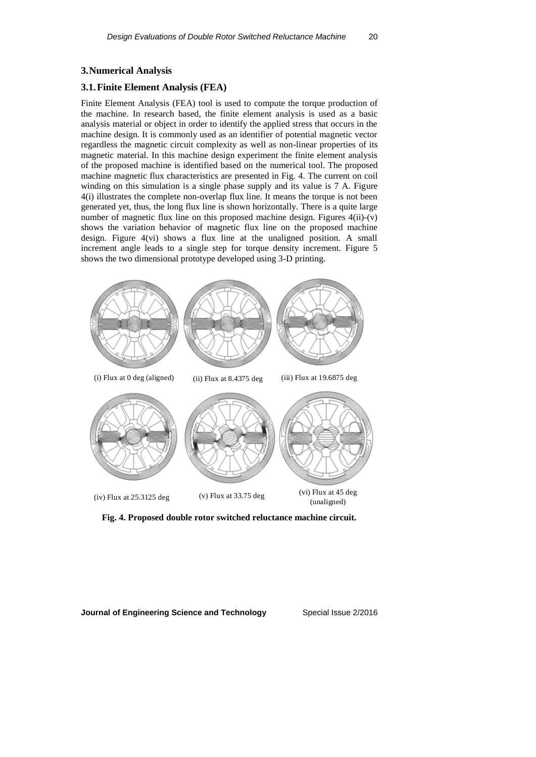## 3. Numerical Analysis

### 3.1. Finite Element Analysis (FEA)

Finite Element Analysis (FEA) tool is used to compute the torque production of the machine. In research based, the finite element analysis is used as a basic analysis material or object in order to identify the applied stress that occurs in the machine design. It is commonly used as an identifier of potential magnetic vector regardless the magnetic circuit complexity as well as non-linear properties of its magnetic material. In this machine design experiment the finite element analysis of the proposed machine is identified based on the numerical tool. The proposed machine magnetic flux characteristics are presented in Fig. 4. The current on coil winding on this simulation is a single phase supply and its value is 7 A. Figure 4(i) illustrates the complete non-overlap flux line. It means the torque is not been generated yet, thus, the long flux line is shown horizontally. There is a quite large number of magnetic flux line on this proposed machine design. Figures 4(ii)-(v) shows the variation behavior of magnetic flux line on the proposed machine design. Figure 4(vi) shows a flux line at the unaligned position. A small increment angle leads to a single step for torque density increment. Figure 5 shows the two dimensional prototype developed using 3-D printing.

(i) Flux at 0 deg (aligned) (ii) Flux at 8.4375 deg (iii) Flux at 19.6875 deg

(iv) Flux at 25.3125 deg (v) Flux at 33.75 deg (vi) Flux at 45 deg (unaligned)

**Fig. 4. Proposed double rotor switched reluctance machine circuit.**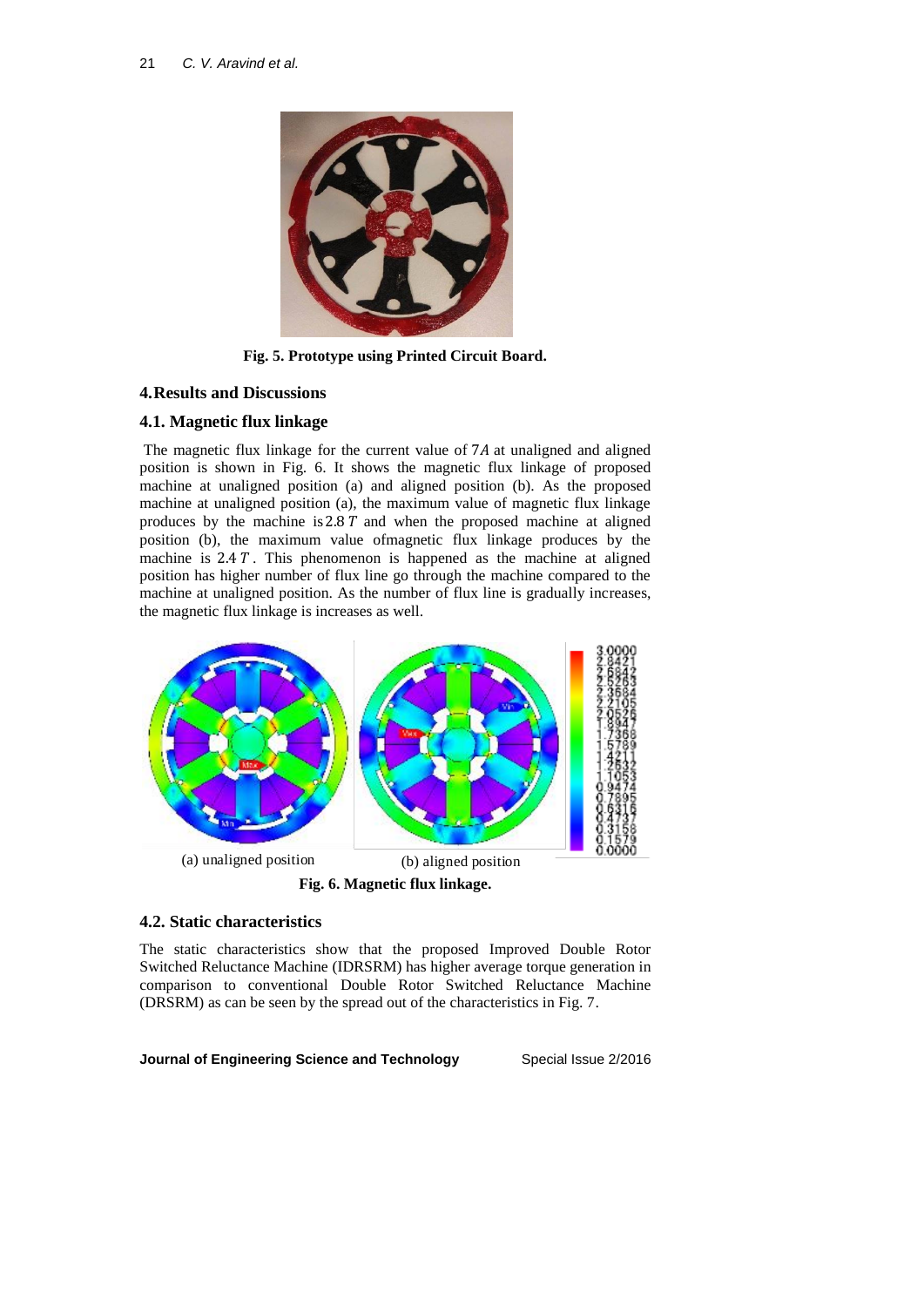Fig. 5. Prototype using Printed Circuit Board.

## 4. Results and Discussions

### 4.1. Magnetic flux linkage

The magnetic flux linkage for the current value of $7A$ at unaligned and aligned position is shown in Fig. 6. It shows the magnetic flux linkage of proposed machine at unaligned position (a) and aligned position (b). As the proposed machine at unaligned position (a), the maximum value of magnetic flux linkage produces by the machine is $2.8\,T$ and when the proposed machine at aligned position (b), the maximum value ofmagnetic flux linkage produces by the machine is $2.4\,T$. This phenomenon is happened as the machine at aligned position has higher number of flux line go through the machine compared to the machine at unaligned position. As the number of flux line is gradually increases, the magnetic flux linkage is increases as well.

(a) unaligned position (b) aligned position

Fig. 6. Magnetic flux linkage.

### 4.2. Static characteristics

The static characteristics show that the proposed Improved Double Rotor Switched Reluctance Machine (IDRSRM) has higher average torque generation in comparison to conventional Double Rotor Switched Reluctance Machine (DRSRM) as can be seen by the spread out of the characteristics in Fig. 7.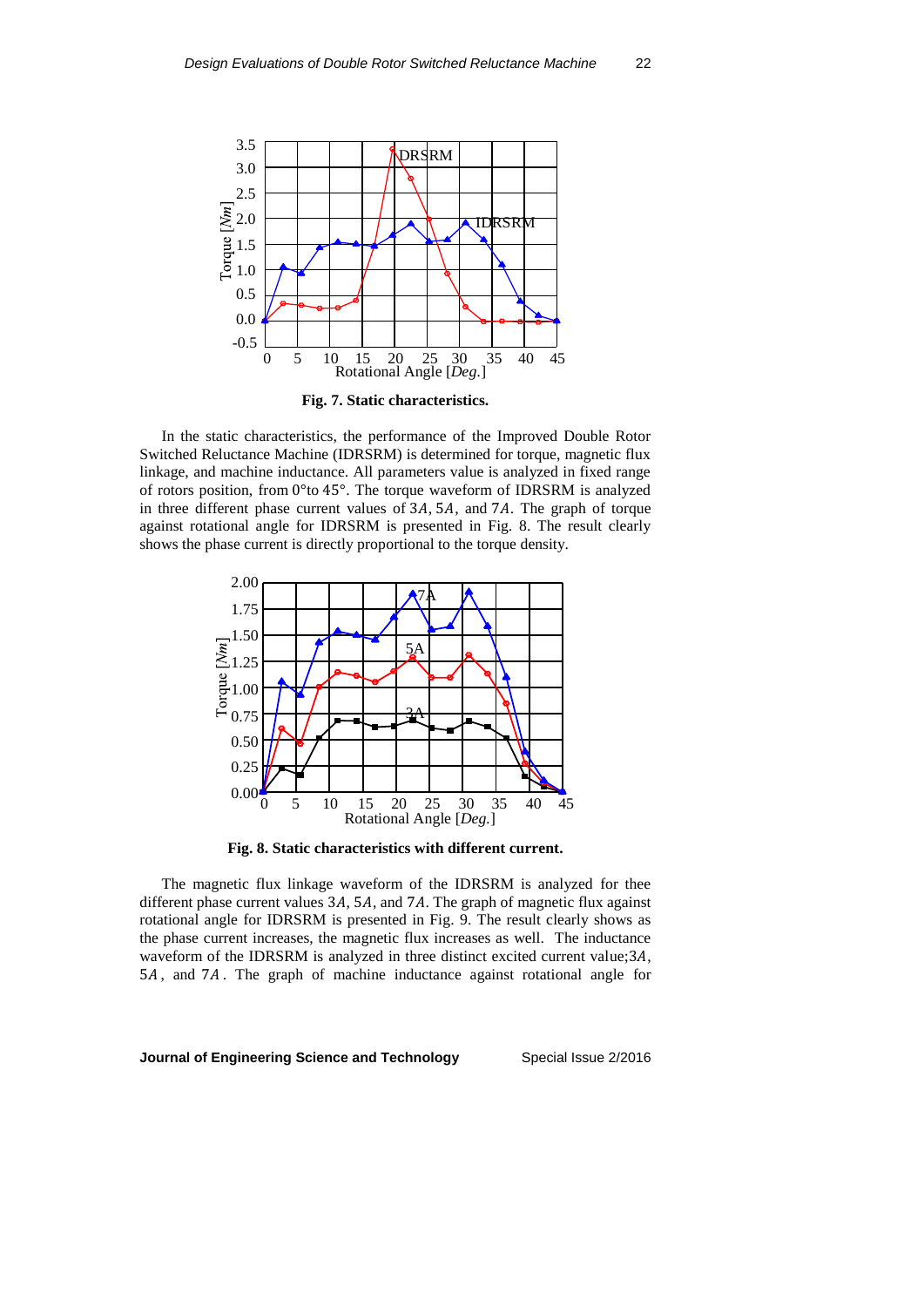**Fig. 7. Static characteristics.**

In the static characteristics, the performance of the Improved Double Rotor Switched Reluctance Machine (IDRSRM) is determined for torque, magnetic flux linkage, and machine inductance. All parameters value is analyzed in fixed range of rotors position, from 0°to 45°. The torque waveform of IDRSRM is analyzed in three different phase current values of $3A$, $5A$, and $7A$. The graph of torque against rotational angle for IDRSRM is presented in Fig. 8. The result clearly shows the phase current is directly proportional to the torque density.

**Fig. 8. Static characteristics with different current.**

The magnetic flux linkage waveform of the IDRSRM is analyzed for thee different phase current values $3A$, $5A$, and $7A$. The graph of magnetic flux against rotational angle for IDRSRM is presented in Fig. 9. The result clearly shows as the phase current increases, the magnetic flux increases as well. The inductance waveform of the IDRSRM is analyzed in three distinct excited current value;$3A$, $5A$, and $7A$. The graph of machine inductance against rotational angle for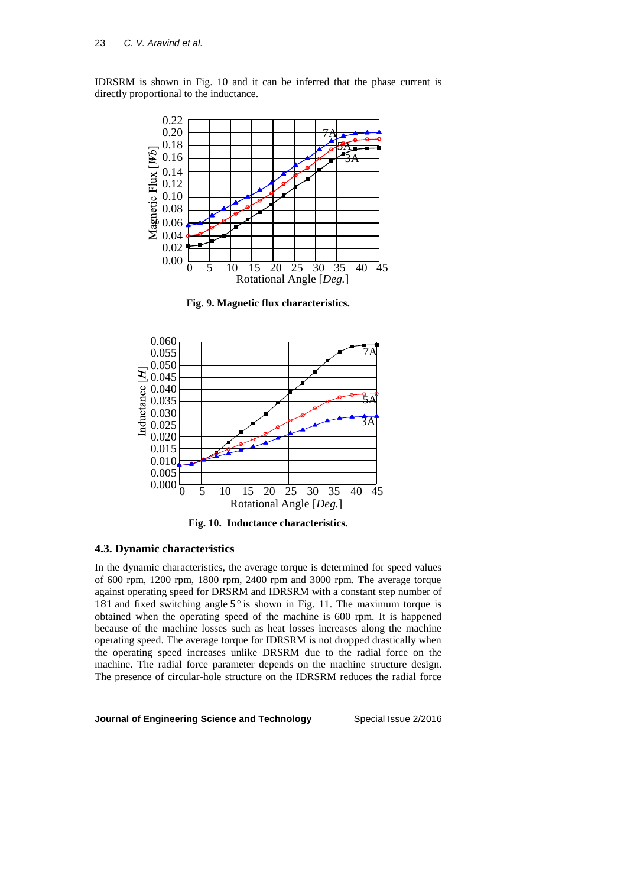IDRSRM is shown in Fig. 10 and it can be inferred that the phase current is directly proportional to the inductance.

**Fig. 9. Magnetic flux characteristics.**

**Fig. 10. Inductance characteristics.**

### 4.3. Dynamic characteristics

In the dynamic characteristics, the average torque is determined for speed values of 600 rpm, 1200 rpm, 1800 rpm, 2400 rpm and 3000 rpm. The average torque against operating speed for DRSRM and IDRSRM with a constant step number of 181 and fixed switching angle $5°$ is shown in Fig. 11. The maximum torque is obtained when the operating speed of the machine is 600 rpm. It is happened because of the machine losses such as heat losses increases along the machine operating speed. The average torque for IDRSRM is not dropped drastically when the operating speed increases unlike DRSRM due to the radial force on the machine. The radial force parameter depends on the machine structure design. The presence of circular-hole structure on the IDRSRM reduces the radial force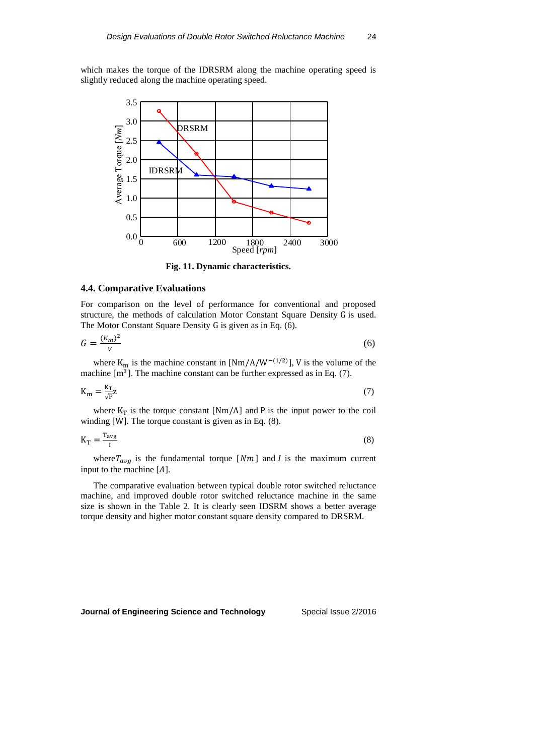which makes the torque of the IDRSRM along the machine operating speed is slightly reduced along the machine operating speed.

**Fig. 11. Dynamic characteristics.**

### 4.4. Comparative Evaluations

For comparison on the level of performance for conventional and proposed structure, the methods of calculation Motor Constant Square Density G is used. The Motor Constant Square Density G is given as in Eq. (6).

$$G = \frac{(K_m)^2}{V} \tag{6}$$

where $K_m$ is the machine constant in $[Nm/A/W^{-(1/2)}]$, V is the volume of the machine $[m^3]$. The machine constant can be further expressed as in Eq. (7).

$$K_m = \frac{K_T}{\sqrt{P}} z \tag{7}$$

where $K_T$ is the torque constant $[Nm/A]$ and P is the input power to the coil winding [W]. The torque constant is given as in Eq. (8).

$$K_T = \frac{T_{avg}}{I} \tag{8}$$

where $T_{avg}$ is the fundamental torque $[Nm]$ and $I$ is the maximum current input to the machine $[A]$.

The comparative evaluation between typical double rotor switched reluctance machine, and improved double rotor switched reluctance machine in the same size is shown in the Table 2. It is clearly seen IDSRM shows a better average torque density and higher motor constant square density compared to DRSRM.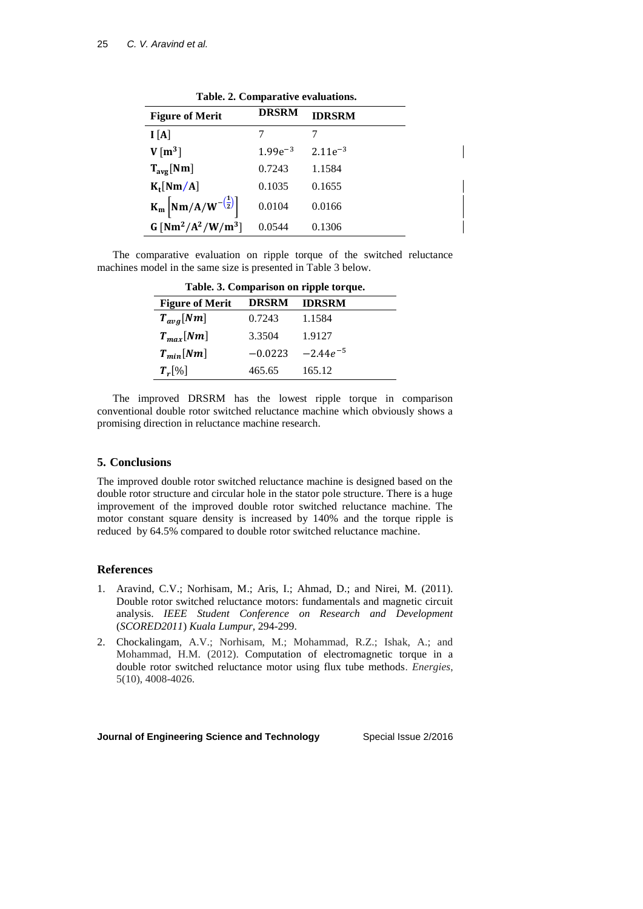**Table. 2. Comparative evaluations.**

| Figure of Merit | DRSRM | IDRSRM |
|---|---|---|
| $\mathbf{I}\,[\mathbf{A}]$ | 7 | 7 |
| $\mathbf{V}\,[\mathbf{m^3}]$ | $1.99e^{-3}$ | $2.11e^{-3}$ |
| $\mathbf{T_{avg}}[\mathbf{Nm}]$ | 0.7243 | 1.1584 |
| $\mathbf{K_t}[\mathbf{Nm/A}]$ | 0.1035 | 0.1655 |
| $\mathbf{K_m}\left[\mathbf{Nm/A/W^{-\left(\frac{1}{2}\right)}}\right]$ | 0.0104 | 0.0166 |
| $\mathbf{G}\,[\mathbf{Nm^2/A^2/W/m^3}]$ | 0.0544 | 0.1306 |

The comparative evaluation on ripple torque of the switched reluctance machines model in the same size is presented in Table 3 below.

**Table. 3. Comparison on ripple torque.**

| Figure of Merit | DRSRM | IDRSRM |
|---|---|---|
| $T_{avg}[Nm]$ | 0.7243 | 1.1584 |
| $T_{max}[Nm]$ | 3.3504 | 1.9127 |
| $T_{min}[Nm]$ | $-0.0223$ | $-2.44e^{-5}$ |
| $T_r[\%]$ | 465.65 | 165.12 |

The improved DRSRM has the lowest ripple torque in comparison conventional double rotor switched reluctance machine which obviously shows a promising direction in reluctance machine research.

## 5. Conclusions

The improved double rotor switched reluctance machine is designed based on the double rotor structure and circular hole in the stator pole structure. There is a huge improvement of the improved double rotor switched reluctance machine. The motor constant square density is increased by 140% and the torque ripple is reduced by 64.5% compared to double rotor switched reluctance machine.

## References

1. Aravind, C.V.; Norhisam, M.; Aris, I.; Ahmad, D.; and Nirei, M. (2011). Double rotor switched reluctance motors: fundamentals and magnetic circuit analysis. *IEEE Student Conference on Research and Development* (*SCORED2011*) *Kuala Lumpur*, 294-299.
2. Chockalingam, A.V.; Norhisam, M.; Mohammad, R.Z.; Ishak, A.; and Mohammad, H.M. (2012). Computation of electromagnetic torque in a double rotor switched reluctance motor using flux tube methods. *Energies*, 5(10), 4008-4026.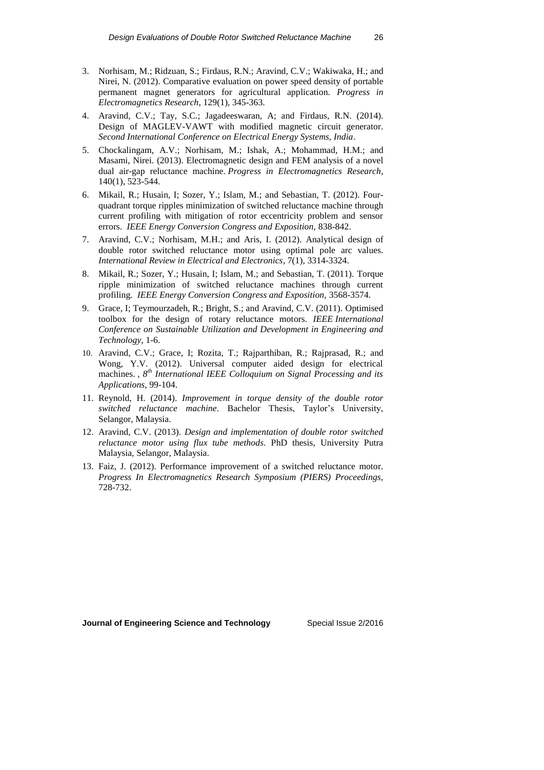3. Norhisam, M.; Ridzuan, S.; Firdaus, R.N.; Aravind, C.V.; Wakiwaka, H.; and Nirei, N. (2012). Comparative evaluation on power speed density of portable permanent magnet generators for agricultural application. *Progress in Electromagnetics Research*, 129(1), 345-363.
4. Aravind, C.V.; Tay, S.C.; Jagadeeswaran, A; and Firdaus, R.N. (2014). Design of MAGLEV-VAWT with modified magnetic circuit generator. *Second International Conference on Electrical Energy Systems, India*.
5. Chockalingam, A.V.; Norhisam, M.; Ishak, A.; Mohammad, H.M.; and Masami, Nirei. (2013). Electromagnetic design and FEM analysis of a novel dual air-gap reluctance machine. *Progress in Electromagnetics Research*, 140(1), 523-544.
6. Mikail, R.; Husain, I; Sozer, Y.; Islam, M.; and Sebastian, T. (2012). Four-quadrant torque ripples minimization of switched reluctance machine through current profiling with mitigation of rotor eccentricity problem and sensor errors. *IEEE Energy Conversion Congress and Exposition,* 838-842.
7. Aravind, C.V.; Norhisam, M.H.; and Aris, I. (2012). Analytical design of double rotor switched reluctance motor using optimal pole arc values. *International Review in Electrical and Electronics*, 7(1), 3314-3324.
8. Mikail, R.; Sozer, Y.; Husain, I; Islam, M.; and Sebastian, T. (2011). Torque ripple minimization of switched reluctance machines through current profiling. *IEEE Energy Conversion Congress and Exposition,* 3568-3574.
9. Grace, I; Teymourzadeh, R.; Bright, S.; and Aravind, C.V. (2011). Optimised toolbox for the design of rotary reluctance motors. *IEEE International Conference on Sustainable Utilization and Development in Engineering and Technology*, 1-6.
10. Aravind, C.V.; Grace, I; Rozita, T.; Rajparthiban, R.; Rajprasad, R.; and Wong, Y.V. (2012). Universal computer aided design for electrical machines. , *8th International IEEE Colloquium on Signal Processing and its Applications*, 99-104.
11. Reynold, H. (2014). *Improvement in torque density of the double rotor switched reluctance machine*. Bachelor Thesis, Taylor's University, Selangor, Malaysia.
12. Aravind, C.V. (2013). *Design and implementation of double rotor switched reluctance motor using flux tube methods.* PhD thesis, University Putra Malaysia, Selangor, Malaysia.
13. Faiz, J. (2012). Performance improvement of a switched reluctance motor. *Progress In Electromagnetics Research Symposium (PIERS) Proceedings,* 728-732.